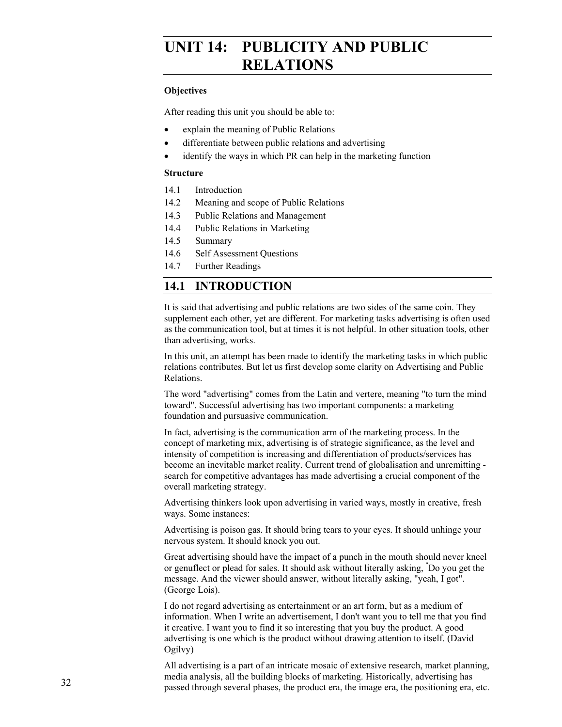# UNIT 14: PUBLICITY AND PUBLIC RELATIONS

**Objectives**

After reading this unit you should be able to:

- explain the meaning of Public Relations
- differentiate between public relations and advertising
- identify the ways in which PR can help in the marketing function

**Structure**

14.1 Introduction
14.2 Meaning and scope of Public Relations
14.3 Public Relations and Management
14.4 Public Relations in Marketing
14.5 Summary
14.6 Self Assessment Questions
14.7 Further Readings

## 14.1 INTRODUCTION

It is said that advertising and public relations are two sides of the same coin. They supplement each other, yet are different. For marketing tasks advertising is often used as the communication tool, but at times it is not helpful. In other situation tools, other than advertising, works.

In this unit, an attempt has been made to identify the marketing tasks in which public relations contributes. But let us first develop some clarity on Advertising and Public Relations.

The word "advertising" comes from the Latin and vertere, meaning "to turn the mind toward". Successful advertising has two important components: a marketing foundation and pursuasive communication.

In fact, advertising is the communication arm of the marketing process. In the concept of marketing mix, advertising is of strategic significance, as the level and intensity of competition is increasing and differentiation of products/services has become an inevitable market reality. Current trend of globalisation and unremitting - search for competitive advantages has made advertising a crucial component of the overall marketing strategy.

Advertising thinkers look upon advertising in varied ways, mostly in creative, fresh ways. Some instances:

Advertising is poison gas. It should bring tears to your eyes. It should unhinge your nervous system. It should knock you out.

Great advertising should have the impact of a punch in the mouth should never kneel or genuflect or plead for sales. It should ask without literally asking, "Do you get the message. And the viewer should answer, without literally asking, "yeah, I got". (George Lois).

I do not regard advertising as entertainment or an art form, but as a medium of information. When I write an advertisement, I don't want you to tell me that you find it creative. I want you to find it so interesting that you buy the product. A good advertising is one which is the product without drawing attention to itself. (David Ogilvy)

All advertising is a part of an intricate mosaic of extensive research, market planning, media analysis, all the building blocks of marketing. Historically, advertising has passed through several phases, the product era, the image era, the positioning era, etc.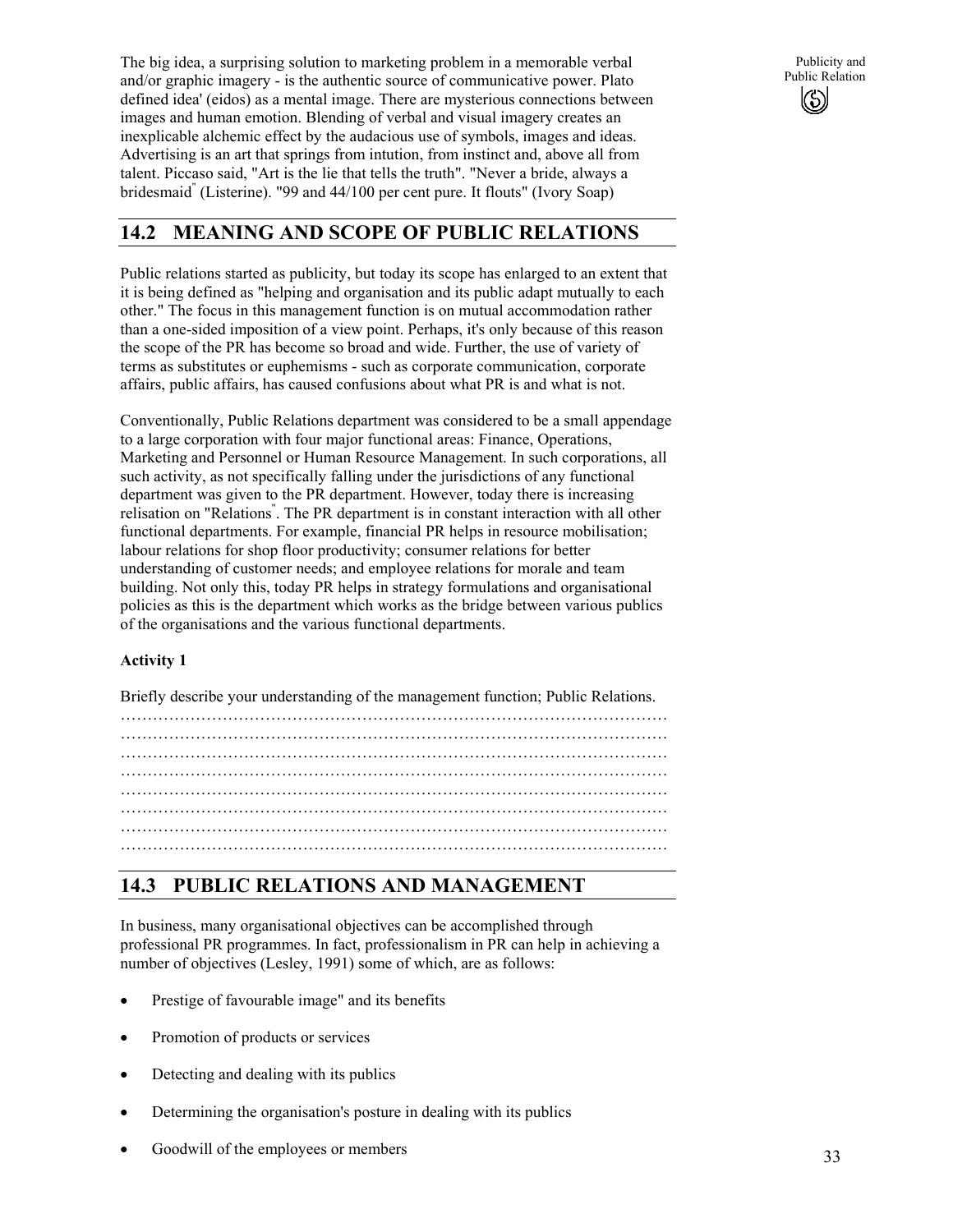The big idea, a surprising solution to marketing problem in a memorable verbal and/or graphic imagery - is the authentic source of communicative power. Plato defined idea' (eidos) as a mental image. There are mysterious connections between images and human emotion. Blending of verbal and visual imagery creates an inexplicable alchemic effect by the audacious use of symbols, images and ideas. Advertising is an art that springs from intution, from instinct and, above all from talent. Piccaso said, "Art is the lie that tells the truth". "Never a bride, always a bridesmaid" (Listerine). "99 and 44/100 per cent pure. It flouts" (Ivory Soap)

## 14.2 MEANING AND SCOPE OF PUBLIC RELATIONS

Public relations started as publicity, but today its scope has enlarged to an extent that it is being defined as "helping and organisation and its public adapt mutually to each other." The focus in this management function is on mutual accommodation rather than a one-sided imposition of a view point. Perhaps, it's only because of this reason the scope of the PR has become so broad and wide. Further, the use of variety of terms as substitutes or euphemisms - such as corporate communication, corporate affairs, public affairs, has caused confusions about what PR is and what is not.

Conventionally, Public Relations department was considered to be a small appendage to a large corporation with four major functional areas: Finance, Operations, Marketing and Personnel or Human Resource Management. In such corporations, all such activity, as not specifically falling under the jurisdictions of any functional department was given to the PR department. However, today there is increasing relisation on "Relations". The PR department is in constant interaction with all other functional departments. For example, financial PR helps in resource mobilisation; labour relations for shop floor productivity; consumer relations for better understanding of customer needs; and employee relations for morale and team building. Not only this, today PR helps in strategy formulations and organisational policies as this is the department which works as the bridge between various publics of the organisations and the various functional departments.

**Activity 1**

Briefly describe your understanding of the management function; Public Relations.

…………………………………………………………………………………………
…………………………………………………………………………………………
…………………………………………………………………………………………
…………………………………………………………………………………………
…………………………………………………………………………………………
…………………………………………………………………………………………
…………………………………………………………………………………………
…………………………………………………………………………………………

## 14.3 PUBLIC RELATIONS AND MANAGEMENT

In business, many organisational objectives can be accomplished through professional PR programmes. In fact, professionalism in PR can help in achieving a number of objectives (Lesley, 1991) some of which, are as follows:

- Prestige of favourable image" and its benefits
- Promotion of products or services
- Detecting and dealing with its publics
- Determining the organisation's posture in dealing with its publics
- Goodwill of the employees or members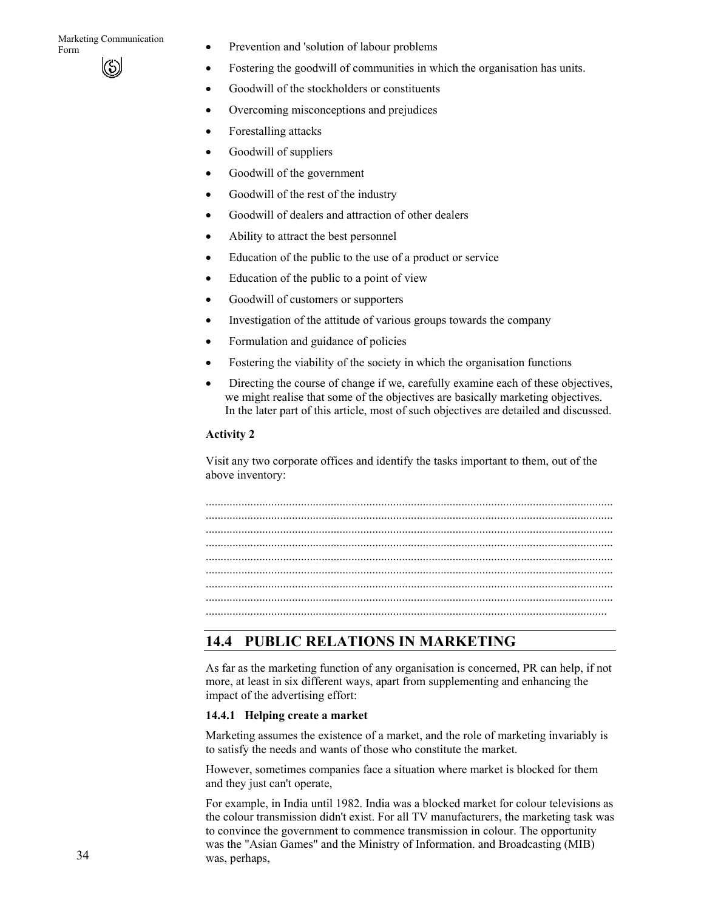- Prevention and 'solution of labour problems
- Fostering the goodwill of communities in which the organisation has units.
- Goodwill of the stockholders or constituents
- Overcoming misconceptions and prejudices
- Forestalling attacks
- Goodwill of suppliers
- Goodwill of the government
- Goodwill of the rest of the industry
- Goodwill of dealers and attraction of other dealers
- Ability to attract the best personnel
- Education of the public to the use of a product or service
- Education of the public to a point of view
- Goodwill of customers or supporters
- Investigation of the attitude of various groups towards the company
- Formulation and guidance of policies
- Fostering the viability of the society in which the organisation functions
- Directing the course of change if we, carefully examine each of these objectives, we might realise that some of the objectives are basically marketing objectives. In the later part of this article, most of such objectives are detailed and discussed.

**Activity 2**

Visit any two corporate offices and identify the tasks important to them, out of the above inventory:

.......................................................................................................................................
.......................................................................................................................................
.......................................................................................................................................
.......................................................................................................................................
.......................................................................................................................................
.......................................................................................................................................
.......................................................................................................................................
.......................................................................................................................................
.....................................................................................................................................

## 14.4 PUBLIC RELATIONS IN MARKETING

As far as the marketing function of any organisation is concerned, PR can help, if not more, at least in six different ways, apart from supplementing and enhancing the impact of the advertising effort:

### 14.4.1 Helping create a market

Marketing assumes the existence of a market, and the role of marketing invariably is to satisfy the needs and wants of those who constitute the market.

However, sometimes companies face a situation where market is blocked for them and they just can't operate,

For example, in India until 1982. India was a blocked market for colour televisions as the colour transmission didn't exist. For all TV manufacturers, the marketing task was to convince the government to commence transmission in colour. The opportunity was the "Asian Games" and the Ministry of Information. and Broadcasting (MIB) was, perhaps,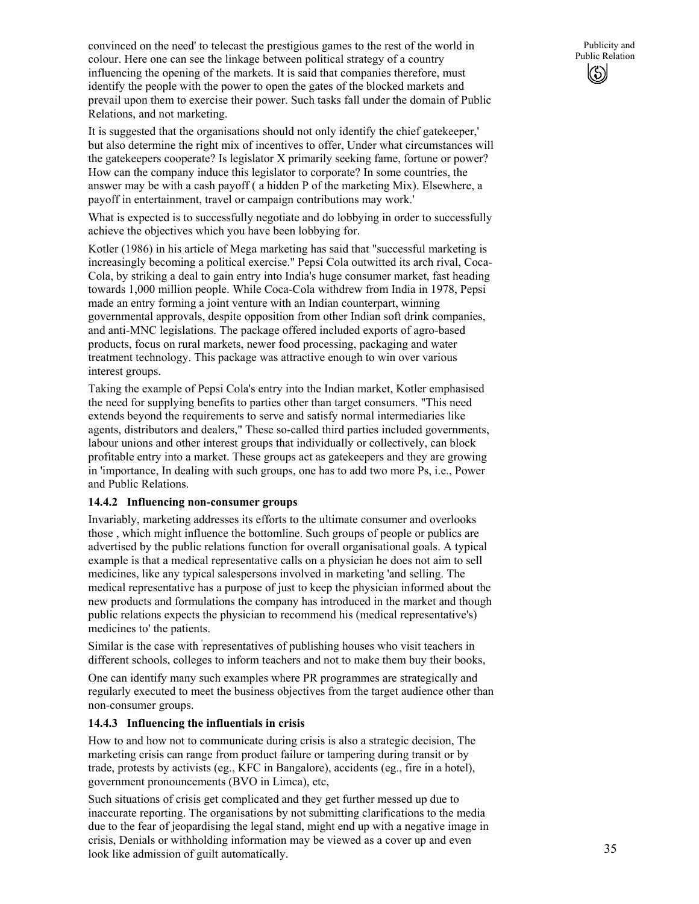convinced on the need' to telecast the prestigious games to the rest of the world in colour. Here one can see the linkage between political strategy of a country influencing the opening of the markets. It is said that companies therefore, must identify the people with the power to open the gates of the blocked markets and prevail upon them to exercise their power. Such tasks fall under the domain of Public Relations, and not marketing.

It is suggested that the organisations should not only identify the chief gatekeeper,' but also determine the right mix of incentives to offer, Under what circumstances will the gatekeepers cooperate? Is legislator X primarily seeking fame, fortune or power? How can the company induce this legislator to corporate? In some countries, the answer may be with a cash payoff ( a hidden P of the marketing Mix). Elsewhere, a payoff in entertainment, travel or campaign contributions may work.'

What is expected is to successfully negotiate and do lobbying in order to successfully achieve the objectives which you have been lobbying for.

Kotler (1986) in his article of Mega marketing has said that "successful marketing is increasingly becoming a political exercise." Pepsi Cola outwitted its arch rival, Coca-Cola, by striking a deal to gain entry into India's huge consumer market, fast heading towards 1,000 million people. While Coca-Cola withdrew from India in 1978, Pepsi made an entry forming a joint venture with an Indian counterpart, winning governmental approvals, despite opposition from other Indian soft drink companies, and anti-MNC legislations. The package offered included exports of agro-based products, focus on rural markets, newer food processing, packaging and water treatment technology. This package was attractive enough to win over various interest groups.

Taking the example of Pepsi Cola's entry into the Indian market, Kotler emphasised the need for supplying benefits to parties other than target consumers. "This need extends beyond the requirements to serve and satisfy normal intermediaries like agents, distributors and dealers," These so-called third parties included governments, labour unions and other interest groups that individually or collectively, can block profitable entry into a market. These groups act as gatekeepers and they are growing in 'importance, In dealing with such groups, one has to add two more Ps, i.e., Power and Public Relations.

### 14.4.2 Influencing non-consumer groups

Invariably, marketing addresses its efforts to the ultimate consumer and overlooks those , which might influence the bottomline. Such groups of people or publics are advertised by the public relations function for overall organisational goals. A typical example is that a medical representative calls on a physician he does not aim to sell medicines, like any typical salespersons involved in marketing 'and selling. The medical representative has a purpose of just to keep the physician informed about the new products and formulations the company has introduced in the market and though public relations expects the physician to recommend his (medical representative's) medicines to' the patients.

Similar is the case with representatives of publishing houses who visit teachers in different schools, colleges to inform teachers and not to make them buy their books,

One can identify many such examples where PR programmes are strategically and regularly executed to meet the business objectives from the target audience other than non-consumer groups.

### 14.4.3 Influencing the influentials in crisis

How to and how not to communicate during crisis is also a strategic decision, The marketing crisis can range from product failure or tampering during transit or by trade, protests by activists (eg., KFC in Bangalore), accidents (eg., fire in a hotel), government pronouncements (BVO in Limca), etc,

Such situations of crisis get complicated and they get further messed up due to inaccurate reporting. The organisations by not submitting clarifications to the media due to the fear of jeopardising the legal stand, might end up with a negative image in crisis, Denials or withholding information may be viewed as a cover up and even look like admission of guilt automatically.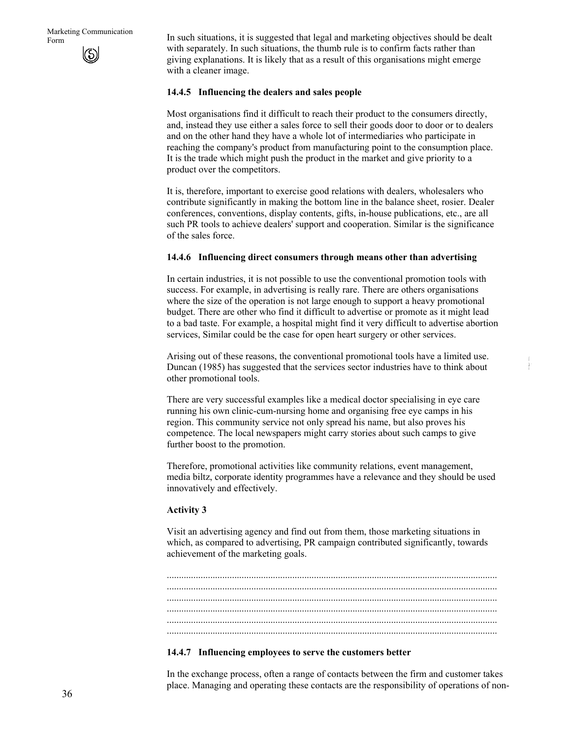In such situations, it is suggested that legal and marketing objectives should be dealt with separately. In such situations, the thumb rule is to confirm facts rather than giving explanations. It is likely that as a result of this organisations might emerge with a cleaner image.

### 14.4.5 Influencing the dealers and sales people

Most organisations find it difficult to reach their product to the consumers directly, and, instead they use either a sales force to sell their goods door to door or to dealers and on the other hand they have a whole lot of intermediaries who participate in reaching the company's product from manufacturing point to the consumption place. It is the trade which might push the product in the market and give priority to a product over the competitors.

It is, therefore, important to exercise good relations with dealers, wholesalers who contribute significantly in making the bottom line in the balance sheet, rosier. Dealer conferences, conventions, display contents, gifts, in-house publications, etc., are all such PR tools to achieve dealers' support and cooperation. Similar is the significance of the sales force.

### 14.4.6 Influencing direct consumers through means other than advertising

In certain industries, it is not possible to use the conventional promotion tools with success. For example, in advertising is really rare. There are others organisations where the size of the operation is not large enough to support a heavy promotional budget. There are other who find it difficult to advertise or promote as it might lead to a bad taste. For example, a hospital might find it very difficult to advertise abortion services, Similar could be the case for open heart surgery or other services.

Arising out of these reasons, the conventional promotional tools have a limited use. Duncan (1985) has suggested that the services sector industries have to think about other promotional tools.

There are very successful examples like a medical doctor specialising in eye care running his own clinic-cum-nursing home and organising free eye camps in his region. This community service not only spread his name, but also proves his competence. The local newspapers might carry stories about such camps to give further boost to the promotion.

Therefore, promotional activities like community relations, event management, media biltz, corporate identity programmes have a relevance and they should be used innovatively and effectively.

**Activity 3**

Visit an advertising agency and find out from them, those marketing situations in which, as compared to advertising, PR campaign contributed significantly, towards achievement of the marketing goals.

.......................................................................................................................................
.......................................................................................................................................
.......................................................................................................................................
.......................................................................................................................................
.......................................................................................................................................
.......................................................................................................................................

### 14.4.7 Influencing employees to serve the customers better

In the exchange process, often a range of contacts between the firm and customer takes place. Managing and operating these contacts are the responsibility of operations of non-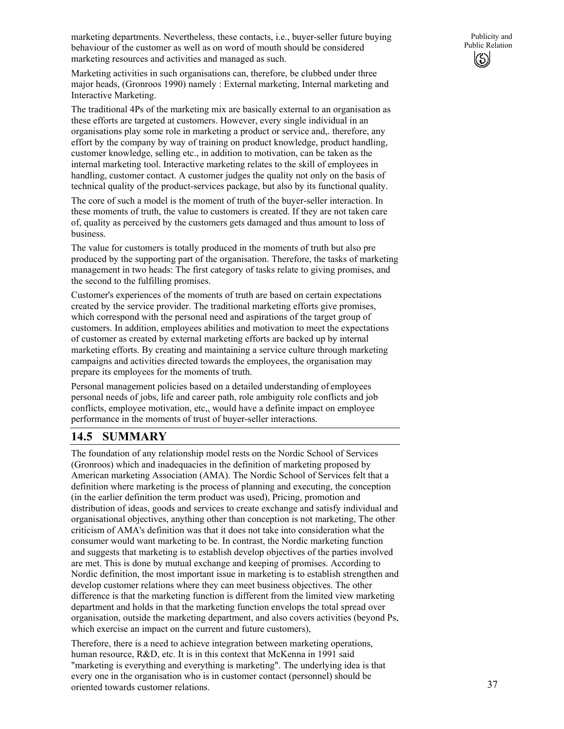marketing departments. Nevertheless, these contacts, i.e., buyer-seller future buying behaviour of the customer as well as on word of mouth should be considered marketing resources and activities and managed as such.

Marketing activities in such organisations can, therefore, be clubbed under three major heads, (Gronroos 1990) namely : External marketing, Internal marketing and Interactive Marketing.

The traditional 4Ps of the marketing mix are basically external to an organisation as these efforts are targeted at customers. However, every single individual in an organisations play some role in marketing a product or service and,. therefore, any effort by the company by way of training on product knowledge, product handling, customer knowledge, selling etc., in addition to motivation, can be taken as the internal marketing tool. Interactive marketing relates to the skill of employees in handling, customer contact. A customer judges the quality not only on the basis of technical quality of the product-services package, but also by its functional quality.

The core of such a model is the moment of truth of the buyer-seller interaction. In these moments of truth, the value to customers is created. If they are not taken care of, quality as perceived by the customers gets damaged and thus amount to loss of business.

The value for customers is totally produced in the moments of truth but also pre produced by the supporting part of the organisation. Therefore, the tasks of marketing management in two heads: The first category of tasks relate to giving promises, and the second to the fulfilling promises.

Customer's experiences of the moments of truth are based on certain expectations created by the service provider. The traditional marketing efforts give promises, which correspond with the personal need and aspirations of the target group of customers. In addition, employees abilities and motivation to meet the expectations of customer as created by external marketing efforts are backed up by internal marketing efforts. By creating and maintaining a service culture through marketing campaigns and activities directed towards the employees, the organisation may prepare its employees for the moments of truth.

Personal management policies based on a detailed understanding of employees personal needs of jobs, life and career path, role ambiguity role conflicts and job conflicts, employee motivation, etc,, would have a definite impact on employee performance in the moments of trust of buyer-seller interactions.

## 14.5 SUMMARY

The foundation of any relationship model rests on the Nordic School of Services (Gronroos) which and inadequacies in the definition of marketing proposed by American marketing Association (AMA). The Nordic School of Services felt that a definition where marketing is the process of planning and executing, the conception (in the earlier definition the term product was used), Pricing, promotion and distribution of ideas, goods and services to create exchange and satisfy individual and organisational objectives, anything other than conception is not marketing, The other criticism of AMA's definition was that it does not take into consideration what the consumer would want marketing to be. In contrast, the Nordic marketing function and suggests that marketing is to establish develop objectives of the parties involved are met. This is done by mutual exchange and keeping of promises. According to Nordic definition, the most important issue in marketing is to establish strengthen and develop customer relations where they can meet business objectives. The other difference is that the marketing function is different from the limited view marketing department and holds in that the marketing function envelops the total spread over organisation, outside the marketing department, and also covers activities (beyond Ps, which exercise an impact on the current and future customers),

Therefore, there is a need to achieve integration between marketing operations, human resource, R&D, etc. It is in this context that McKenna in 1991 said "marketing is everything and everything is marketing". The underlying idea is that every one in the organisation who is in customer contact (personnel) should be oriented towards customer relations.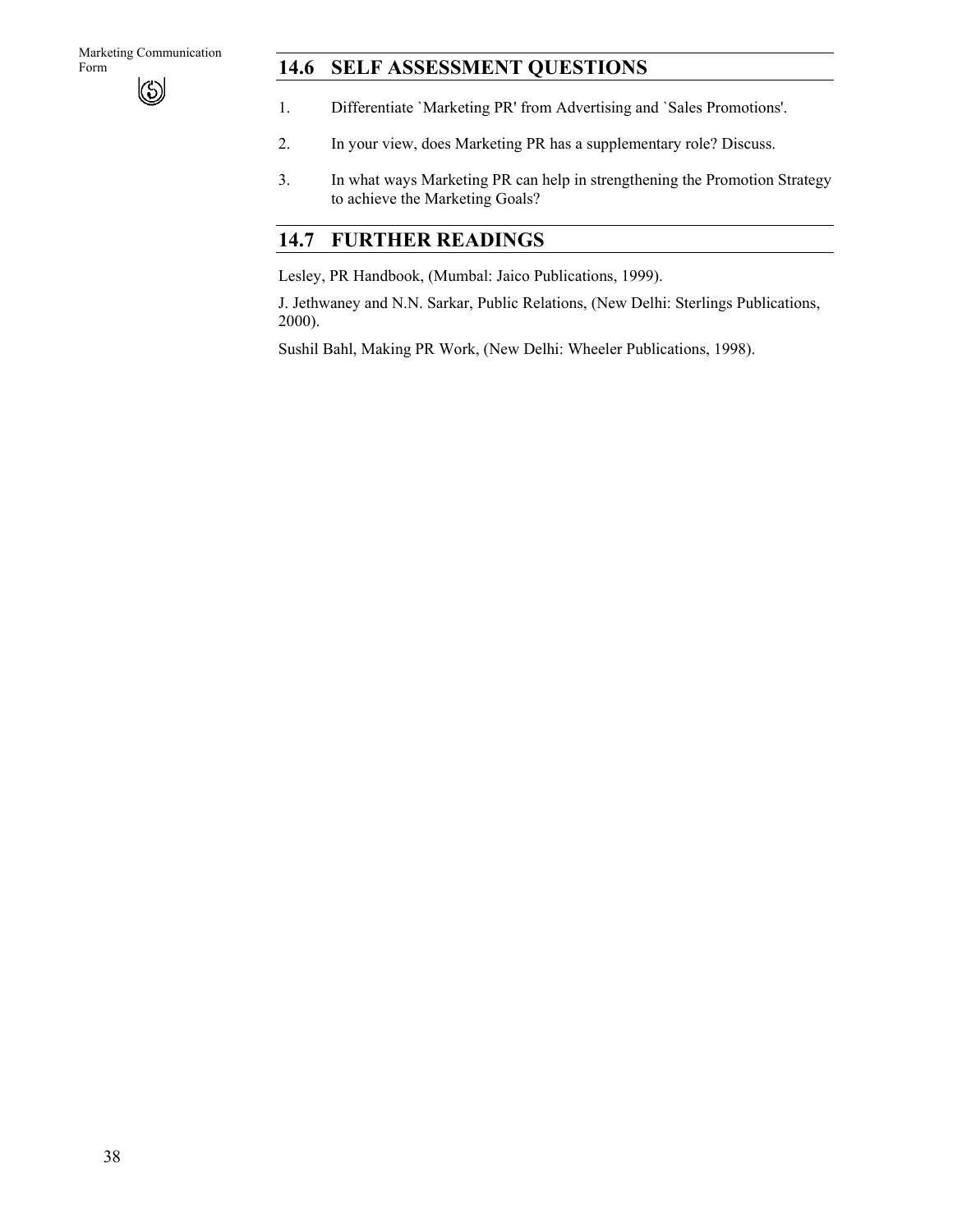## 14.6 SELF ASSESSMENT QUESTIONS

1. Differentiate `Marketing PR' from Advertising and `Sales Promotions'.

2. In your view, does Marketing PR has a supplementary role? Discuss.

3. In what ways Marketing PR can help in strengthening the Promotion Strategy to achieve the Marketing Goals?

## 14.7 FURTHER READINGS

Lesley, PR Handbook, (Mumbal: Jaico Publications, 1999).

J. Jethwaney and N.N. Sarkar, Public Relations, (New Delhi: Sterlings Publications, 2000).

Sushil Bahl, Making PR Work, (New Delhi: Wheeler Publications, 1998).